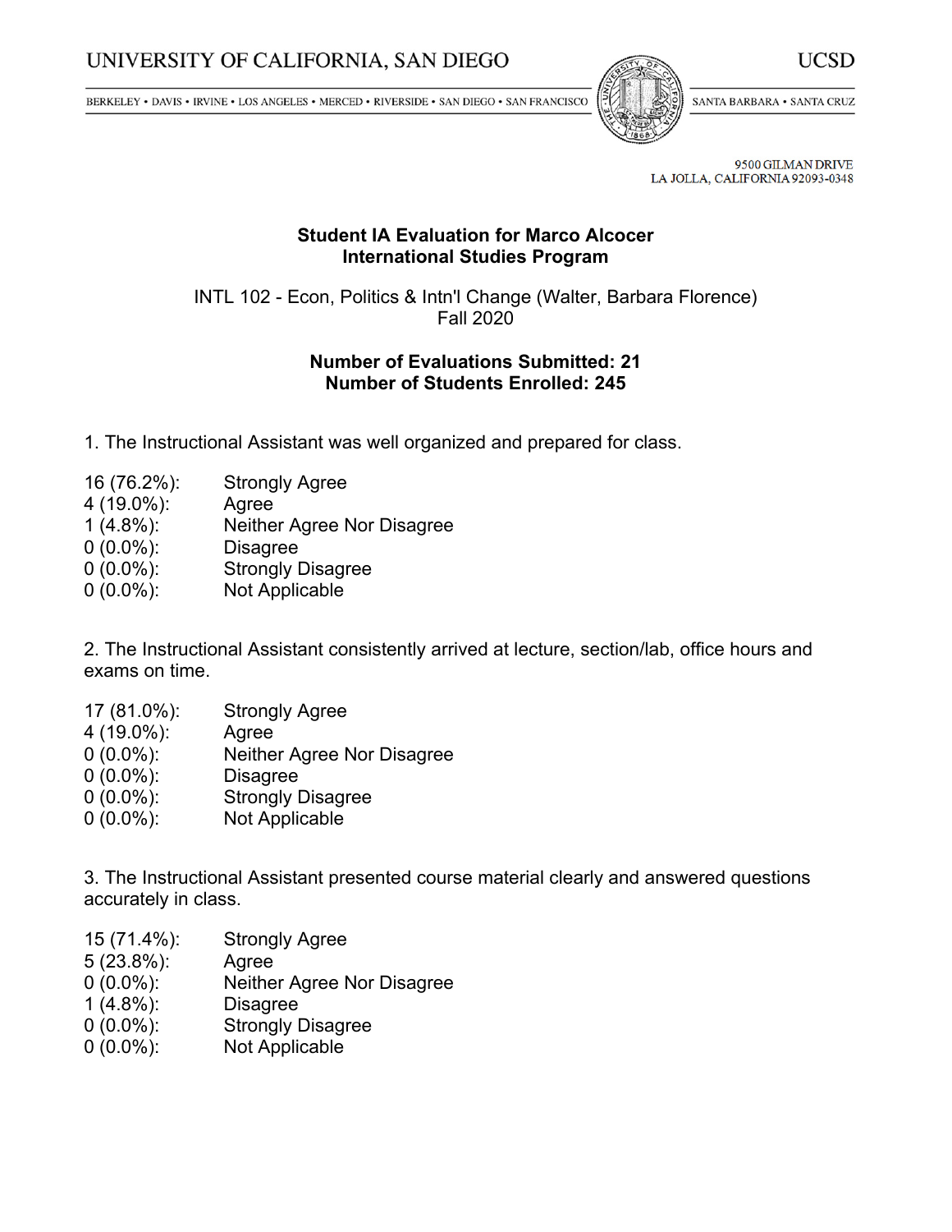UNIVERSITY OF CALIFORNIA, SAN DIEGO — UCSD

BERKELEY • DAVIS • IRVINE • LOS ANGELES • MERCED • RIVERSIDE • SAN DIEGO • SAN FRANCISCO — SANTA BARBARA • SANTA CRUZ

9500 GILMAN DRIVE
LA JOLLA, CALIFORNIA 92093-0348

**Student IA Evaluation for Marco Alcocer**
**International Studies Program**

INTL 102 - Econ, Politics & Intn'l Change (Walter, Barbara Florence)
Fall 2020

**Number of Evaluations Submitted: 21**
**Number of Students Enrolled: 245**

1. The Instructional Assistant was well organized and prepared for class.

| | |
|---|---|
| 16 (76.2%): | Strongly Agree |
| 4 (19.0%): | Agree |
| 1 (4.8%): | Neither Agree Nor Disagree |
| 0 (0.0%): | Disagree |
| 0 (0.0%): | Strongly Disagree |
| 0 (0.0%): | Not Applicable |

2. The Instructional Assistant consistently arrived at lecture, section/lab, office hours and exams on time.

| | |
|---|---|
| 17 (81.0%): | Strongly Agree |
| 4 (19.0%): | Agree |
| 0 (0.0%): | Neither Agree Nor Disagree |
| 0 (0.0%): | Disagree |
| 0 (0.0%): | Strongly Disagree |
| 0 (0.0%): | Not Applicable |

3. The Instructional Assistant presented course material clearly and answered questions accurately in class.

| | |
|---|---|
| 15 (71.4%): | Strongly Agree |
| 5 (23.8%): | Agree |
| 0 (0.0%): | Neither Agree Nor Disagree |
| 1 (4.8%): | Disagree |
| 0 (0.0%): | Strongly Disagree |
| 0 (0.0%): | Not Applicable |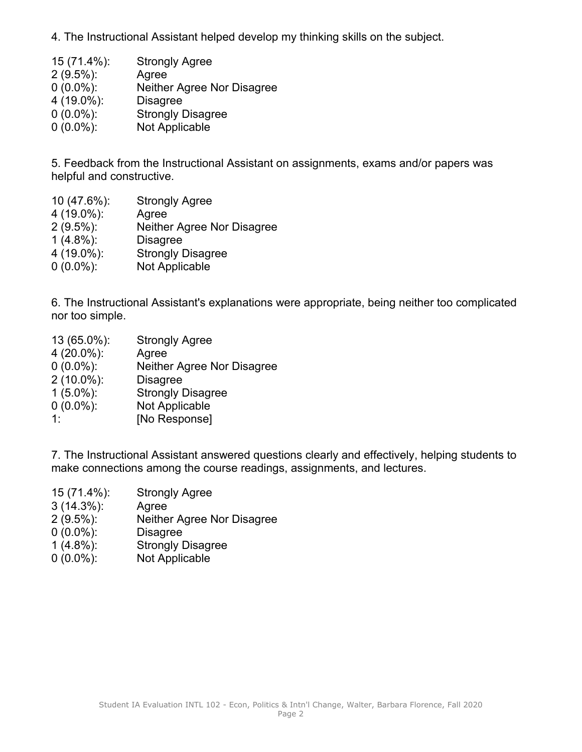4. The Instructional Assistant helped develop my thinking skills on the subject.

15 (71.4%): Strongly Agree
2 (9.5%): Agree
0 (0.0%): Neither Agree Nor Disagree
4 (19.0%): Disagree
0 (0.0%): Strongly Disagree
0 (0.0%): Not Applicable

5. Feedback from the Instructional Assistant on assignments, exams and/or papers was helpful and constructive.

10 (47.6%): Strongly Agree
4 (19.0%): Agree
2 (9.5%): Neither Agree Nor Disagree
1 (4.8%): Disagree
4 (19.0%): Strongly Disagree
0 (0.0%): Not Applicable

6. The Instructional Assistant's explanations were appropriate, being neither too complicated nor too simple.

13 (65.0%): Strongly Agree
4 (20.0%): Agree
0 (0.0%): Neither Agree Nor Disagree
2 (10.0%): Disagree
1 (5.0%): Strongly Disagree
0 (0.0%): Not Applicable
1: [No Response]

7. The Instructional Assistant answered questions clearly and effectively, helping students to make connections among the course readings, assignments, and lectures.

15 (71.4%): Strongly Agree
3 (14.3%): Agree
2 (9.5%): Neither Agree Nor Disagree
0 (0.0%): Disagree
1 (4.8%): Strongly Disagree
0 (0.0%): Not Applicable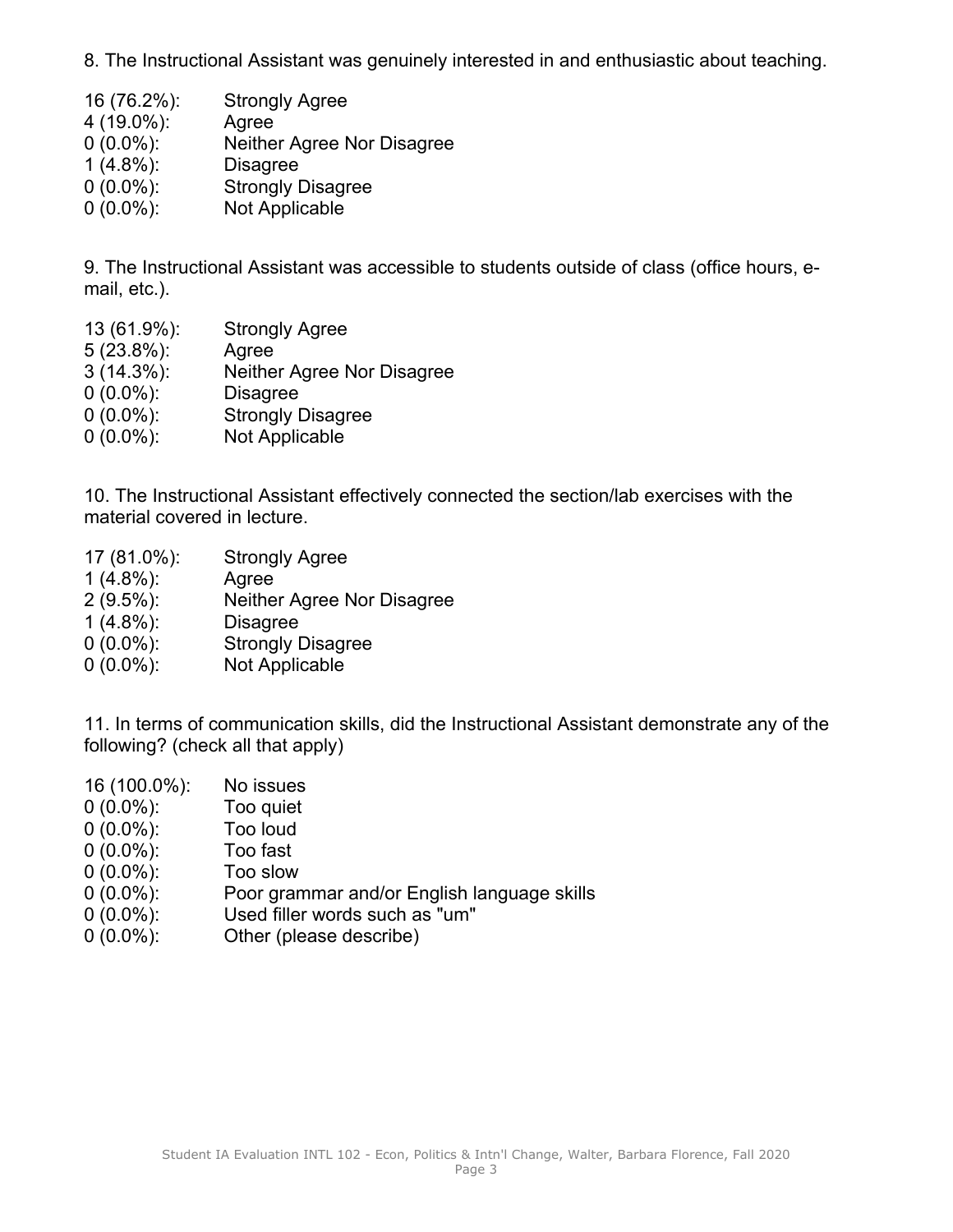8. The Instructional Assistant was genuinely interested in and enthusiastic about teaching.

| | |
|---|---|
| 16 (76.2%): | Strongly Agree |
| 4 (19.0%): | Agree |
| 0 (0.0%): | Neither Agree Nor Disagree |
| 1 (4.8%): | Disagree |
| 0 (0.0%): | Strongly Disagree |
| 0 (0.0%): | Not Applicable |

9. The Instructional Assistant was accessible to students outside of class (office hours, e-mail, etc.).

| | |
|---|---|
| 13 (61.9%): | Strongly Agree |
| 5 (23.8%): | Agree |
| 3 (14.3%): | Neither Agree Nor Disagree |
| 0 (0.0%): | Disagree |
| 0 (0.0%): | Strongly Disagree |
| 0 (0.0%): | Not Applicable |

10. The Instructional Assistant effectively connected the section/lab exercises with the material covered in lecture.

| | |
|---|---|
| 17 (81.0%): | Strongly Agree |
| 1 (4.8%): | Agree |
| 2 (9.5%): | Neither Agree Nor Disagree |
| 1 (4.8%): | Disagree |
| 0 (0.0%): | Strongly Disagree |
| 0 (0.0%): | Not Applicable |

11. In terms of communication skills, did the Instructional Assistant demonstrate any of the following? (check all that apply)

| | |
|---|---|
| 16 (100.0%): | No issues |
| 0 (0.0%): | Too quiet |
| 0 (0.0%): | Too loud |
| 0 (0.0%): | Too fast |
| 0 (0.0%): | Too slow |
| 0 (0.0%): | Poor grammar and/or English language skills |
| 0 (0.0%): | Used filler words such as "um" |
| 0 (0.0%): | Other (please describe) |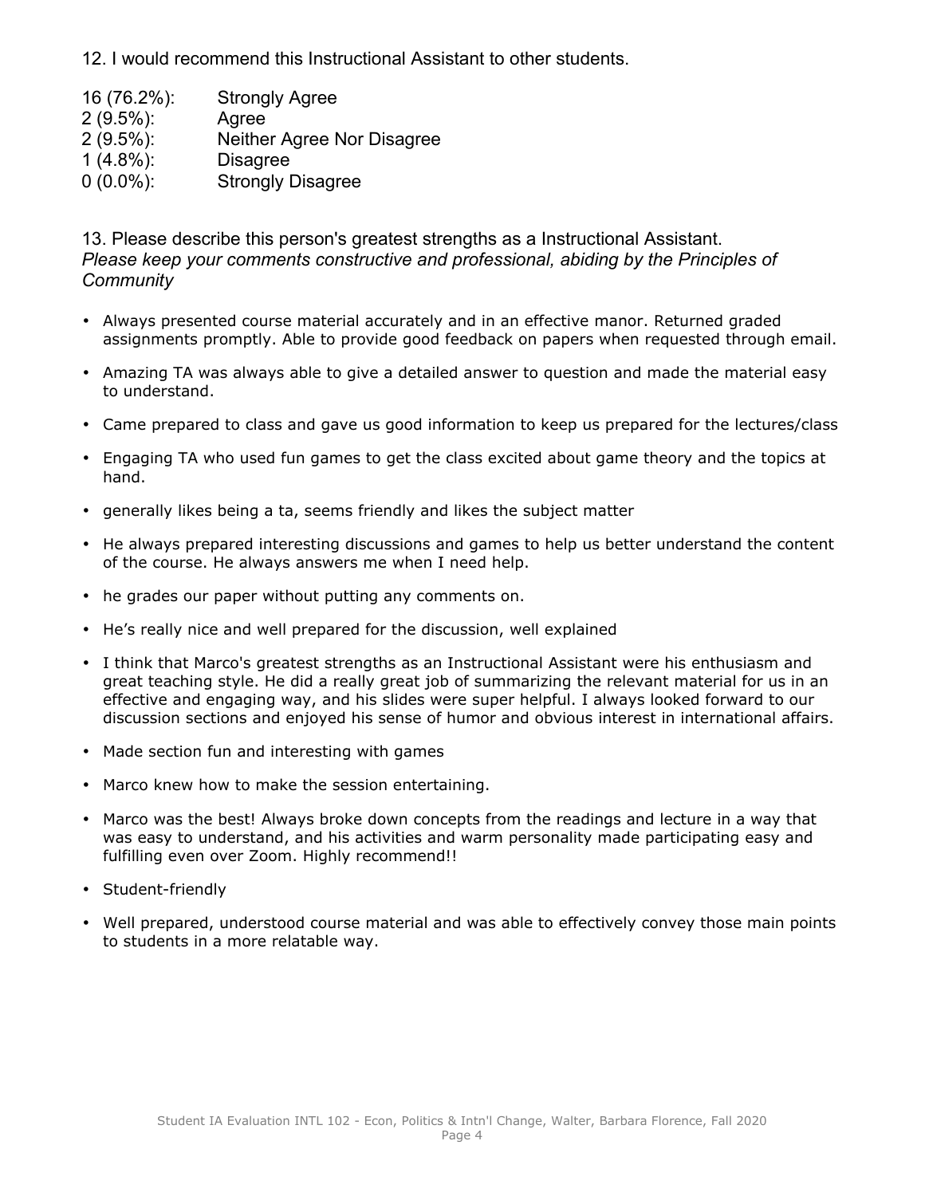12. I would recommend this Instructional Assistant to other students.

| | |
|---|---|
| 16 (76.2%): | Strongly Agree |
| 2 (9.5%): | Agree |
| 2 (9.5%): | Neither Agree Nor Disagree |
| 1 (4.8%): | Disagree |
| 0 (0.0%): | Strongly Disagree |

13. Please describe this person's greatest strengths as a Instructional Assistant.
*Please keep your comments constructive and professional, abiding by the Principles of Community*

- Always presented course material accurately and in an effective manor. Returned graded assignments promptly. Able to provide good feedback on papers when requested through email.
- Amazing TA was always able to give a detailed answer to question and made the material easy to understand.
- Came prepared to class and gave us good information to keep us prepared for the lectures/class
- Engaging TA who used fun games to get the class excited about game theory and the topics at hand.
- generally likes being a ta, seems friendly and likes the subject matter
- He always prepared interesting discussions and games to help us better understand the content of the course. He always answers me when I need help.
- he grades our paper without putting any comments on.
- He’s really nice and well prepared for the discussion, well explained
- I think that Marco's greatest strengths as an Instructional Assistant were his enthusiasm and great teaching style. He did a really great job of summarizing the relevant material for us in an effective and engaging way, and his slides were super helpful. I always looked forward to our discussion sections and enjoyed his sense of humor and obvious interest in international affairs.
- Made section fun and interesting with games
- Marco knew how to make the session entertaining.
- Marco was the best! Always broke down concepts from the readings and lecture in a way that was easy to understand, and his activities and warm personality made participating easy and fulfilling even over Zoom. Highly recommend!!
- Student-friendly
- Well prepared, understood course material and was able to effectively convey those main points to students in a more relatable way.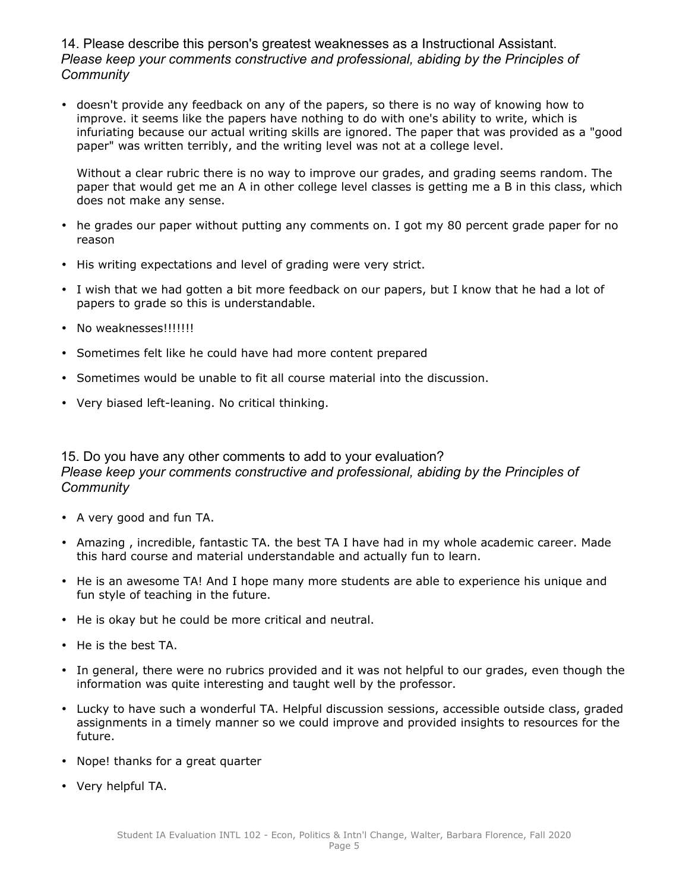## 14. Please describe this person's greatest weaknesses as a Instructional Assistant.

*Please keep your comments constructive and professional, abiding by the Principles of Community*

- doesn't provide any feedback on any of the papers, so there is no way of knowing how to improve. it seems like the papers have nothing to do with one's ability to write, which is infuriating because our actual writing skills are ignored. The paper that was provided as a "good paper" was written terribly, and the writing level was not at a college level.

  Without a clear rubric there is no way to improve our grades, and grading seems random. The paper that would get me an A in other college level classes is getting me a B in this class, which does not make any sense.

- he grades our paper without putting any comments on. I got my 80 percent grade paper for no reason
- His writing expectations and level of grading were very strict.
- I wish that we had gotten a bit more feedback on our papers, but I know that he had a lot of papers to grade so this is understandable.
- No weaknesses!!!!!!!
- Sometimes felt like he could have had more content prepared
- Sometimes would be unable to fit all course material into the discussion.
- Very biased left-leaning. No critical thinking.

## 15. Do you have any other comments to add to your evaluation?

*Please keep your comments constructive and professional, abiding by the Principles of Community*

- A very good and fun TA.
- Amazing , incredible, fantastic TA. the best TA I have had in my whole academic career. Made this hard course and material understandable and actually fun to learn.
- He is an awesome TA! And I hope many more students are able to experience his unique and fun style of teaching in the future.
- He is okay but he could be more critical and neutral.
- He is the best TA.
- In general, there were no rubrics provided and it was not helpful to our grades, even though the information was quite interesting and taught well by the professor.
- Lucky to have such a wonderful TA. Helpful discussion sessions, accessible outside class, graded assignments in a timely manner so we could improve and provided insights to resources for the future.
- Nope! thanks for a great quarter
- Very helpful TA.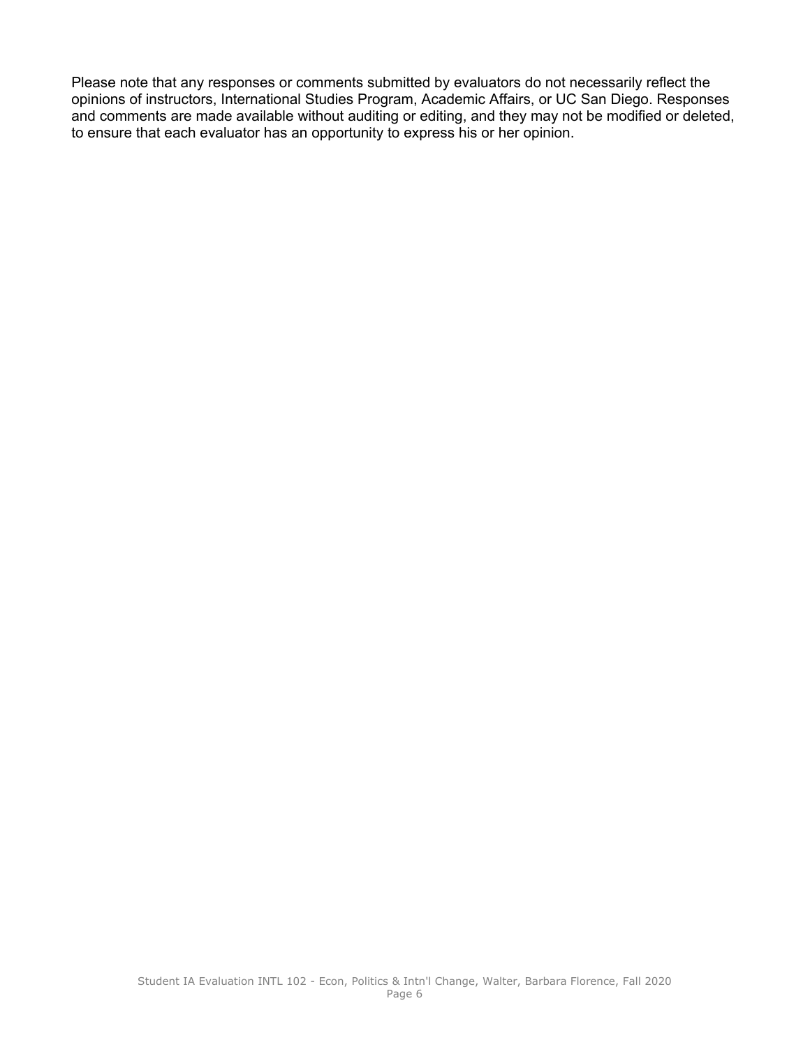Please note that any responses or comments submitted by evaluators do not necessarily reflect the opinions of instructors, International Studies Program, Academic Affairs, or UC San Diego. Responses and comments are made available without auditing or editing, and they may not be modified or deleted, to ensure that each evaluator has an opportunity to express his or her opinion.